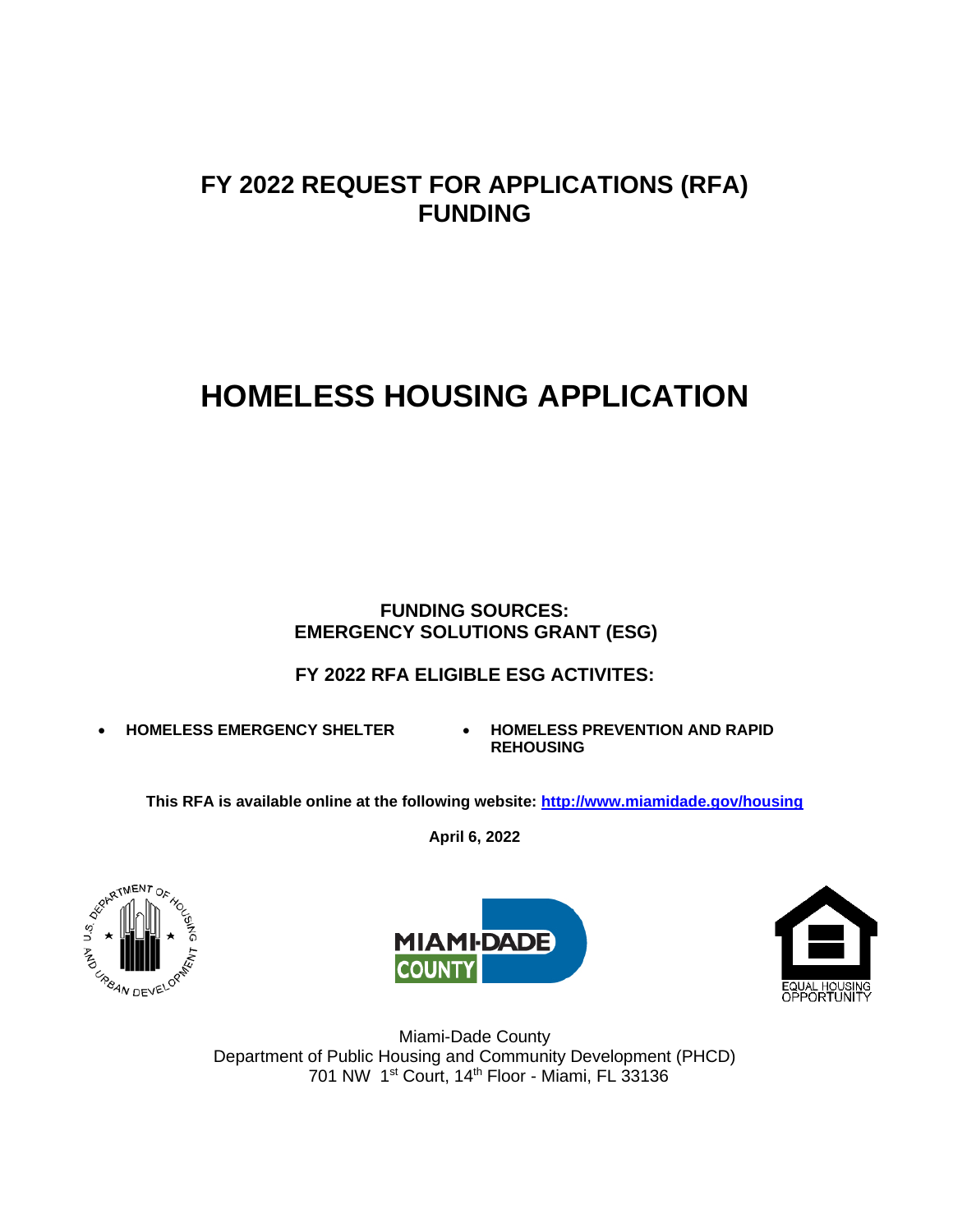# FY 2022 REQUEST FOR APPLICATIONS (RFA) FUNDING

# HOMELESS HOUSING APPLICATION

**FUNDING SOURCES:**
**EMERGENCY SOLUTIONS GRANT (ESG)**

**FY 2022 RFA ELIGIBLE ESG ACTIVITES:**

- **HOMELESS EMERGENCY SHELTER**
- **HOMELESS PREVENTION AND RAPID REHOUSING**

**This RFA is available online at the following website: [http://www.miamidade.gov/housing](http://www.miamidade.gov/housing)**

**April 6, 2022**

Miami-Dade County
Department of Public Housing and Community Development (PHCD)
701 NW 1st Court, 14th Floor - Miami, FL 33136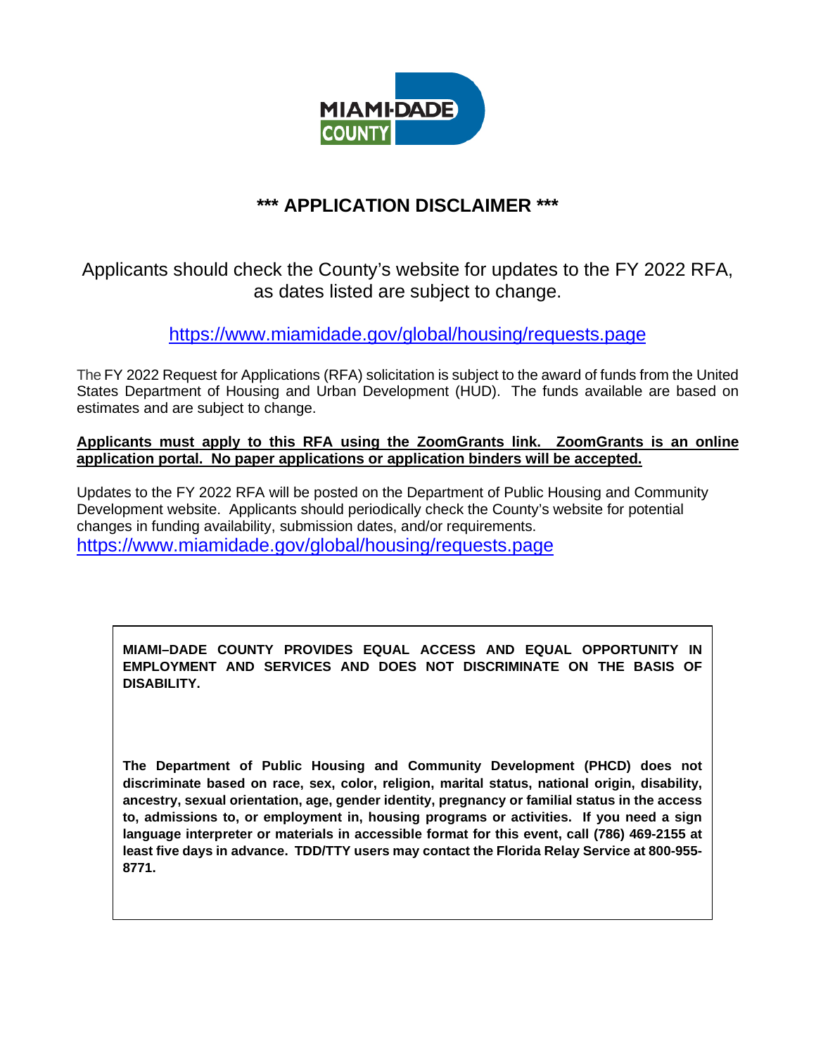# *** APPLICATION DISCLAIMER ***

Applicants should check the County's website for updates to the FY 2022 RFA, as dates listed are subject to change.

https://www.miamidade.gov/global/housing/requests.page

The FY 2022 Request for Applications (RFA) solicitation is subject to the award of funds from the United States Department of Housing and Urban Development (HUD). The funds available are based on estimates and are subject to change.

**Applicants must apply to this RFA using the ZoomGrants link. ZoomGrants is an online application portal. No paper applications or application binders will be accepted.**

Updates to the FY 2022 RFA will be posted on the Department of Public Housing and Community Development website. Applicants should periodically check the County's website for potential changes in funding availability, submission dates, and/or requirements.
https://www.miamidade.gov/global/housing/requests.page

**MIAMI–DADE COUNTY PROVIDES EQUAL ACCESS AND EQUAL OPPORTUNITY IN EMPLOYMENT AND SERVICES AND DOES NOT DISCRIMINATE ON THE BASIS OF DISABILITY.**

**The Department of Public Housing and Community Development (PHCD) does not discriminate based on race, sex, color, religion, marital status, national origin, disability, ancestry, sexual orientation, age, gender identity, pregnancy or familial status in the access to, admissions to, or employment in, housing programs or activities. If you need a sign language interpreter or materials in accessible format for this event, call (786) 469-2155 at least five days in advance. TDD/TTY users may contact the Florida Relay Service at 800-955-8771.**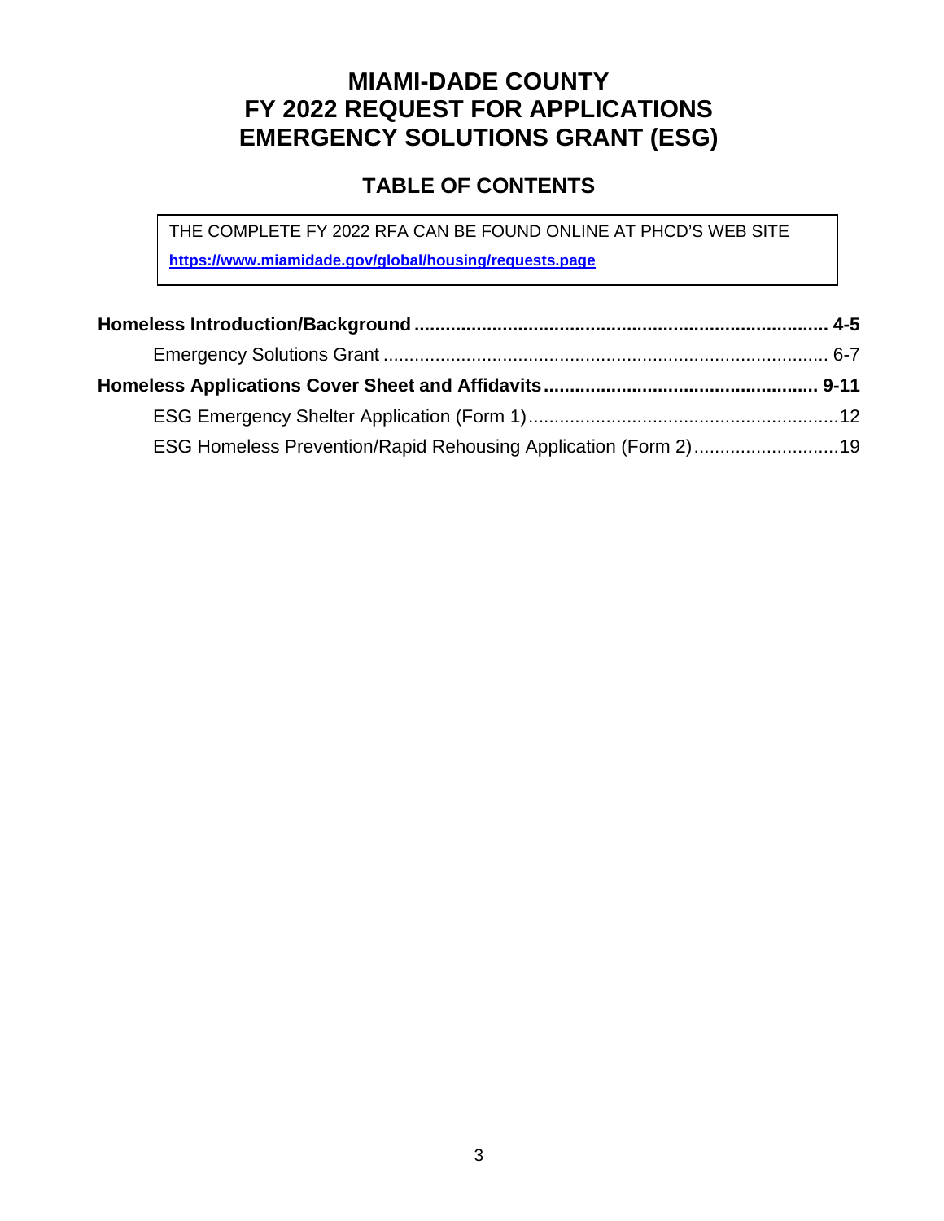# MIAMI-DADE COUNTY
# FY 2022 REQUEST FOR APPLICATIONS
# EMERGENCY SOLUTIONS GRANT (ESG)

## TABLE OF CONTENTS

THE COMPLETE FY 2022 RFA CAN BE FOUND ONLINE AT PHCD'S WEB SITE

**https://www.miamidade.gov/global/housing/requests.page**

**Homeless Introduction/Background ............................................................................... 4-5**

Emergency Solutions Grant ..................................................................................... 6-7

**Homeless Applications Cover Sheet and Affidavits .................................................... 9-11**

ESG Emergency Shelter Application (Form 1) ............................................................ 12

ESG Homeless Prevention/Rapid Rehousing Application (Form 2) ............................ 19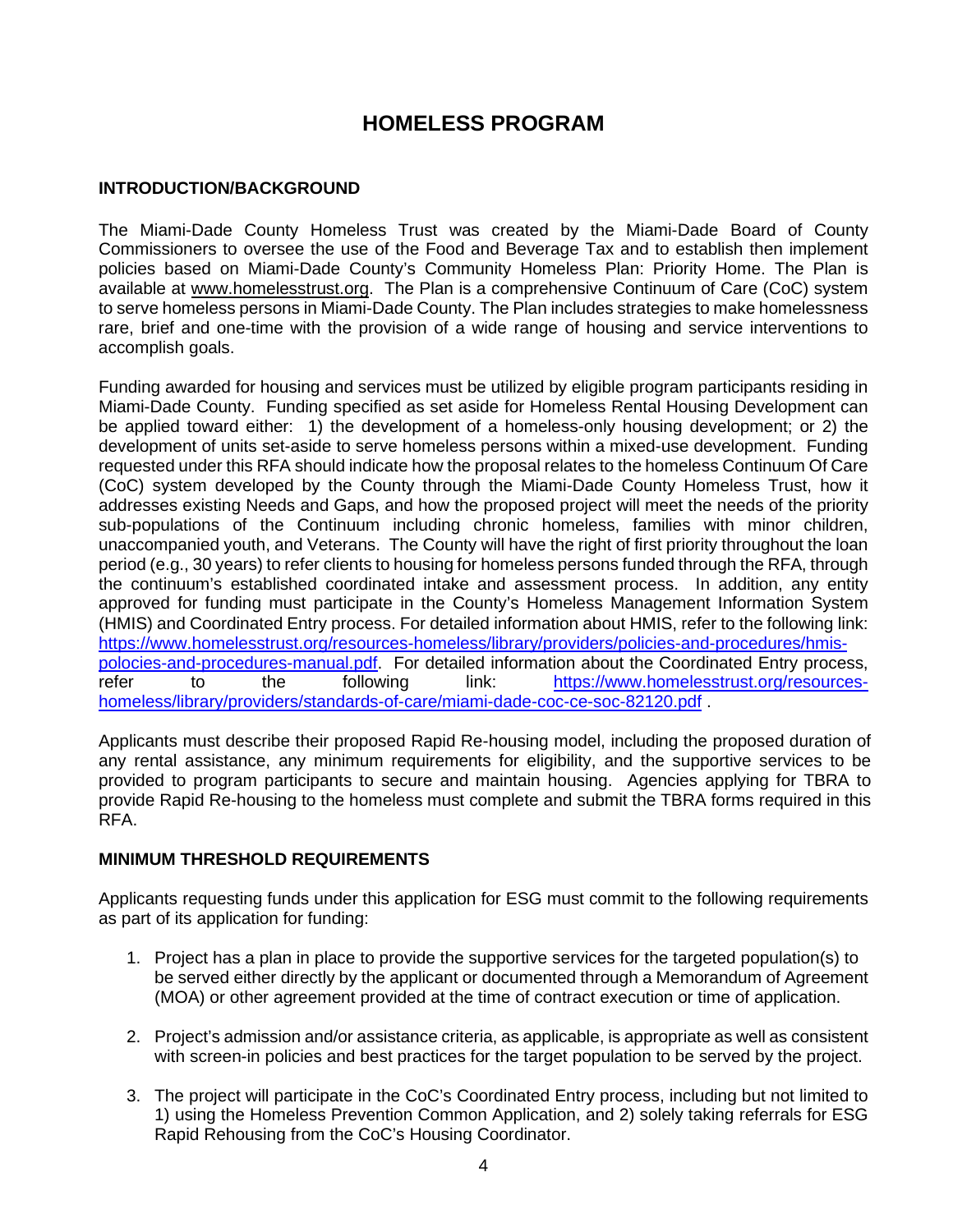# HOMELESS PROGRAM

## INTRODUCTION/BACKGROUND

The Miami-Dade County Homeless Trust was created by the Miami-Dade Board of County Commissioners to oversee the use of the Food and Beverage Tax and to establish then implement policies based on Miami-Dade County's Community Homeless Plan: Priority Home. The Plan is available at www.homelesstrust.org. The Plan is a comprehensive Continuum of Care (CoC) system to serve homeless persons in Miami-Dade County. The Plan includes strategies to make homelessness rare, brief and one-time with the provision of a wide range of housing and service interventions to accomplish goals.

Funding awarded for housing and services must be utilized by eligible program participants residing in Miami-Dade County. Funding specified as set aside for Homeless Rental Housing Development can be applied toward either: 1) the development of a homeless-only housing development; or 2) the development of units set-aside to serve homeless persons within a mixed-use development. Funding requested under this RFA should indicate how the proposal relates to the homeless Continuum Of Care (CoC) system developed by the County through the Miami-Dade County Homeless Trust, how it addresses existing Needs and Gaps, and how the proposed project will meet the needs of the priority sub-populations of the Continuum including chronic homeless, families with minor children, unaccompanied youth, and Veterans. The County will have the right of first priority throughout the loan period (e.g., 30 years) to refer clients to housing for homeless persons funded through the RFA, through the continuum's established coordinated intake and assessment process. In addition, any entity approved for funding must participate in the County's Homeless Management Information System (HMIS) and Coordinated Entry process. For detailed information about HMIS, refer to the following link: https://www.homelesstrust.org/resources-homeless/library/providers/policies-and-procedures/hmis-polocies-and-procedures-manual.pdf. For detailed information about the Coordinated Entry process, refer to the following link: https://www.homelesstrust.org/resources-homeless/library/providers/standards-of-care/miami-dade-coc-ce-soc-82120.pdf .

Applicants must describe their proposed Rapid Re-housing model, including the proposed duration of any rental assistance, any minimum requirements for eligibility, and the supportive services to be provided to program participants to secure and maintain housing. Agencies applying for TBRA to provide Rapid Re-housing to the homeless must complete and submit the TBRA forms required in this RFA.

## MINIMUM THRESHOLD REQUIREMENTS

Applicants requesting funds under this application for ESG must commit to the following requirements as part of its application for funding:

1. Project has a plan in place to provide the supportive services for the targeted population(s) to be served either directly by the applicant or documented through a Memorandum of Agreement (MOA) or other agreement provided at the time of contract execution or time of application.
2. Project's admission and/or assistance criteria, as applicable, is appropriate as well as consistent with screen-in policies and best practices for the target population to be served by the project.
3. The project will participate in the CoC's Coordinated Entry process, including but not limited to 1) using the Homeless Prevention Common Application, and 2) solely taking referrals for ESG Rapid Rehousing from the CoC's Housing Coordinator.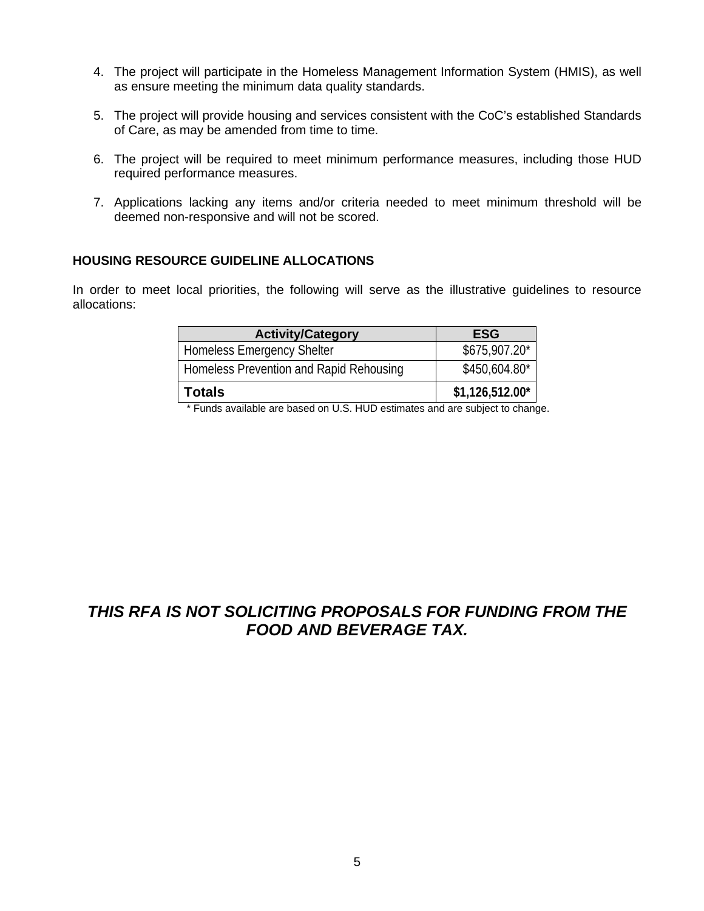4. The project will participate in the Homeless Management Information System (HMIS), as well as ensure meeting the minimum data quality standards.

5. The project will provide housing and services consistent with the CoC's established Standards of Care, as may be amended from time to time.

6. The project will be required to meet minimum performance measures, including those HUD required performance measures.

7. Applications lacking any items and/or criteria needed to meet minimum threshold will be deemed non-responsive and will not be scored.

## HOUSING RESOURCE GUIDELINE ALLOCATIONS

In order to meet local priorities, the following will serve as the illustrative guidelines to resource allocations:

| Activity/Category | ESG |
|---|---|
| Homeless Emergency Shelter | $675,907.20* |
| Homeless Prevention and Rapid Rehousing | $450,604.80* |
| **Totals** | **$1,126,512.00*** |

\* Funds available are based on U.S. HUD estimates and are subject to change.

***THIS RFA IS NOT SOLICITING PROPOSALS FOR FUNDING FROM THE FOOD AND BEVERAGE TAX.***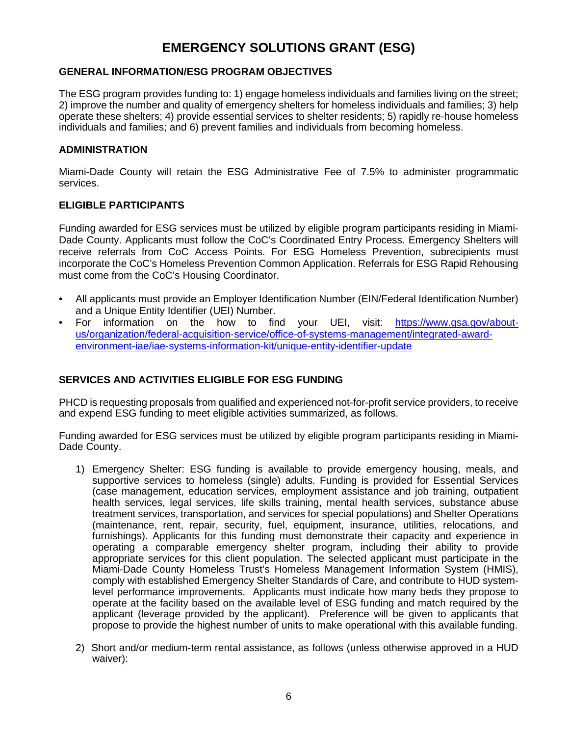# EMERGENCY SOLUTIONS GRANT (ESG)

## GENERAL INFORMATION/ESG PROGRAM OBJECTIVES

The ESG program provides funding to: 1) engage homeless individuals and families living on the street; 2) improve the number and quality of emergency shelters for homeless individuals and families; 3) help operate these shelters; 4) provide essential services to shelter residents; 5) rapidly re-house homeless individuals and families; and 6) prevent families and individuals from becoming homeless.

## ADMINISTRATION

Miami-Dade County will retain the ESG Administrative Fee of 7.5% to administer programmatic services.

## ELIGIBLE PARTICIPANTS

Funding awarded for ESG services must be utilized by eligible program participants residing in Miami-Dade County. Applicants must follow the CoC's Coordinated Entry Process. Emergency Shelters will receive referrals from CoC Access Points. For ESG Homeless Prevention, subrecipients must incorporate the CoC's Homeless Prevention Common Application. Referrals for ESG Rapid Rehousing must come from the CoC's Housing Coordinator.

- All applicants must provide an Employer Identification Number (EIN/Federal Identification Number) and a Unique Entity Identifier (UEI) Number.
- For information on the how to find your UEI, visit: https://www.gsa.gov/about-us/organization/federal-acquisition-service/office-of-systems-management/integrated-award-environment-iae/iae-systems-information-kit/unique-entity-identifier-update

## SERVICES AND ACTIVITIES ELIGIBLE FOR ESG FUNDING

PHCD is requesting proposals from qualified and experienced not-for-profit service providers, to receive and expend ESG funding to meet eligible activities summarized, as follows.

Funding awarded for ESG services must be utilized by eligible program participants residing in Miami-Dade County.

1) Emergency Shelter: ESG funding is available to provide emergency housing, meals, and supportive services to homeless (single) adults. Funding is provided for Essential Services (case management, education services, employment assistance and job training, outpatient health services, legal services, life skills training, mental health services, substance abuse treatment services, transportation, and services for special populations) and Shelter Operations (maintenance, rent, repair, security, fuel, equipment, insurance, utilities, relocations, and furnishings). Applicants for this funding must demonstrate their capacity and experience in operating a comparable emergency shelter program, including their ability to provide appropriate services for this client population. The selected applicant must participate in the Miami-Dade County Homeless Trust's Homeless Management Information System (HMIS), comply with established Emergency Shelter Standards of Care, and contribute to HUD system-level performance improvements. Applicants must indicate how many beds they propose to operate at the facility based on the available level of ESG funding and match required by the applicant (leverage provided by the applicant). Preference will be given to applicants that propose to provide the highest number of units to make operational with this available funding.

2) Short and/or medium-term rental assistance, as follows (unless otherwise approved in a HUD waiver):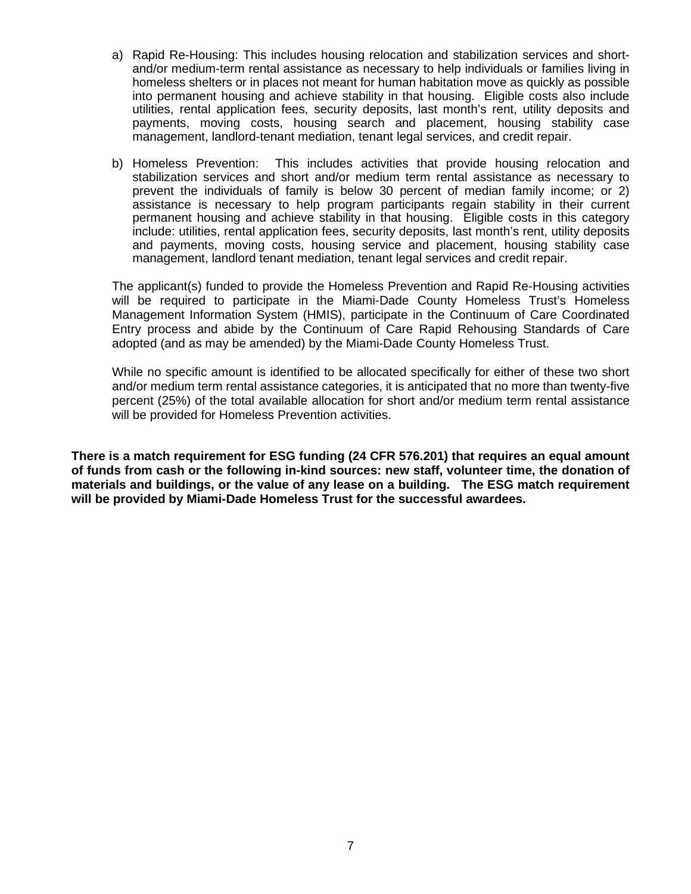a) Rapid Re-Housing: This includes housing relocation and stabilization services and short- and/or medium-term rental assistance as necessary to help individuals or families living in homeless shelters or in places not meant for human habitation move as quickly as possible into permanent housing and achieve stability in that housing. Eligible costs also include utilities, rental application fees, security deposits, last month's rent, utility deposits and payments, moving costs, housing search and placement, housing stability case management, landlord-tenant mediation, tenant legal services, and credit repair.

b) Homeless Prevention: This includes activities that provide housing relocation and stabilization services and short and/or medium term rental assistance as necessary to prevent the individuals of family is below 30 percent of median family income; or 2) assistance is necessary to help program participants regain stability in their current permanent housing and achieve stability in that housing. Eligible costs in this category include: utilities, rental application fees, security deposits, last month's rent, utility deposits and payments, moving costs, housing service and placement, housing stability case management, landlord tenant mediation, tenant legal services and credit repair.

The applicant(s) funded to provide the Homeless Prevention and Rapid Re-Housing activities will be required to participate in the Miami-Dade County Homeless Trust's Homeless Management Information System (HMIS), participate in the Continuum of Care Coordinated Entry process and abide by the Continuum of Care Rapid Rehousing Standards of Care adopted (and as may be amended) by the Miami-Dade County Homeless Trust.

While no specific amount is identified to be allocated specifically for either of these two short and/or medium term rental assistance categories, it is anticipated that no more than twenty-five percent (25%) of the total available allocation for short and/or medium term rental assistance will be provided for Homeless Prevention activities.

**There is a match requirement for ESG funding (24 CFR 576.201) that requires an equal amount of funds from cash or the following in-kind sources: new staff, volunteer time, the donation of materials and buildings, or the value of any lease on a building. The ESG match requirement will be provided by Miami-Dade Homeless Trust for the successful awardees.**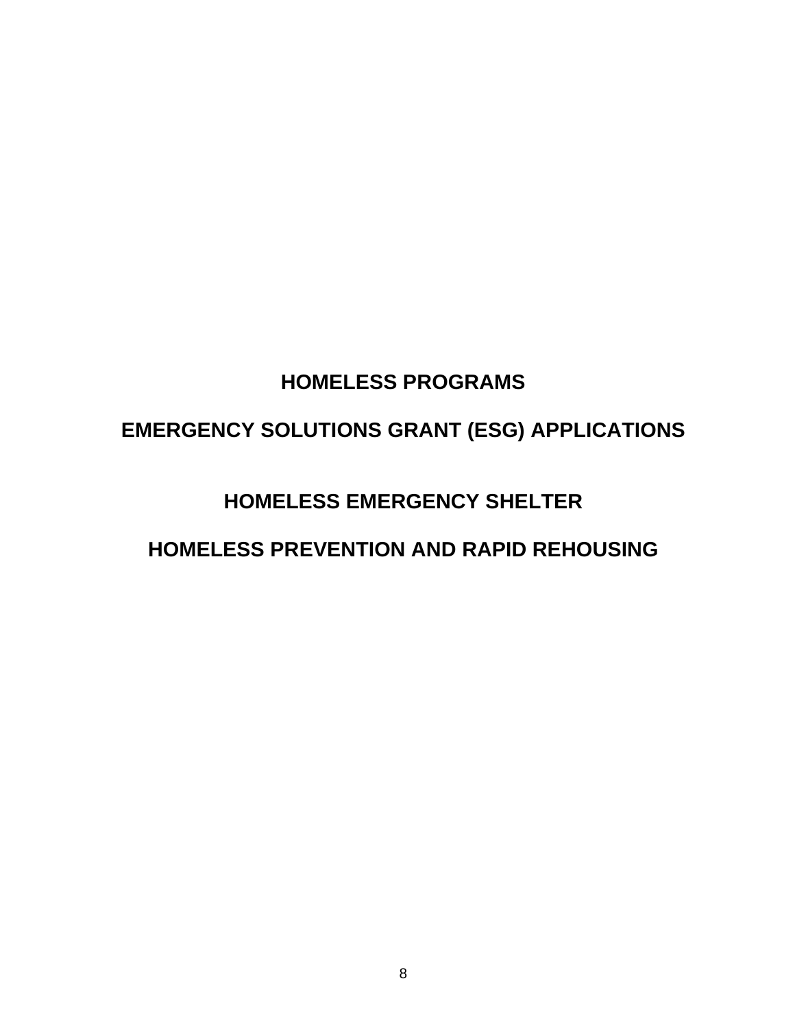# HOMELESS PROGRAMS

# EMERGENCY SOLUTIONS GRANT (ESG) APPLICATIONS

## HOMELESS EMERGENCY SHELTER

## HOMELESS PREVENTION AND RAPID REHOUSING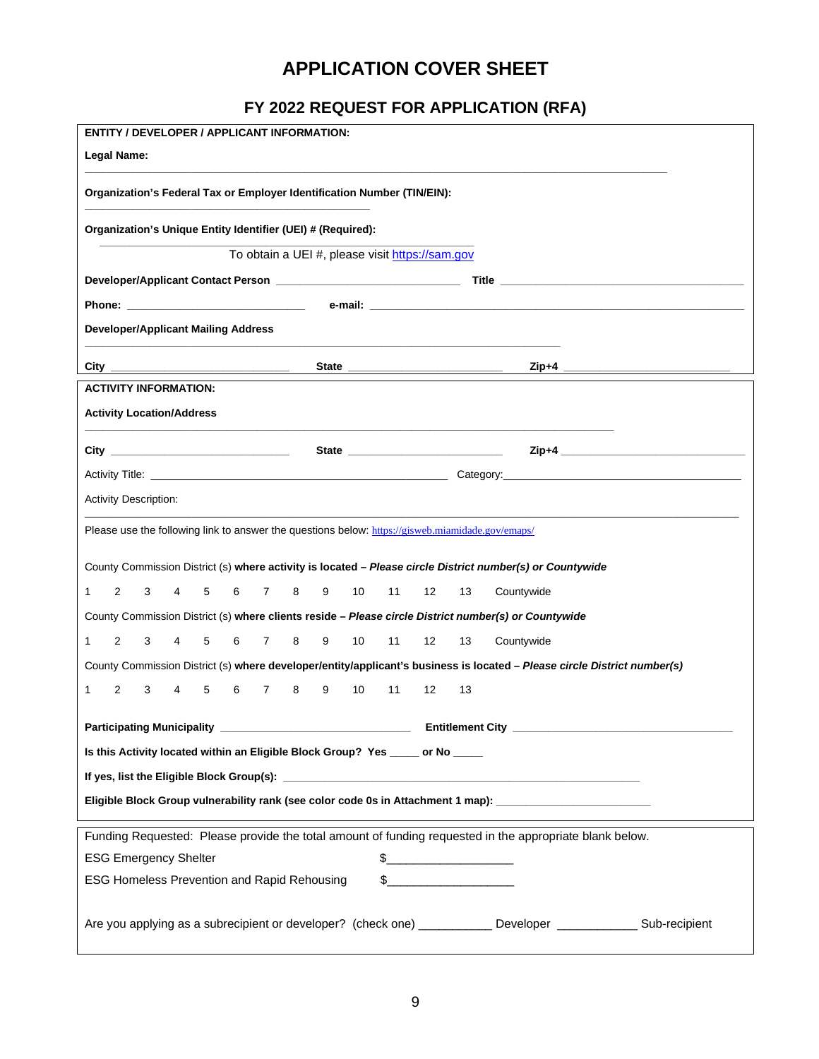# APPLICATION COVER SHEET

## FY 2022 REQUEST FOR APPLICATION (RFA)

**ENTITY / DEVELOPER / APPLICANT INFORMATION:**

**Legal Name:**

___________________________________________________________________________________________

**Organization's Federal Tax or Employer Identification Number (TIN/EIN):**

____________________________________________

**Organization's Unique Entity Identifier (UEI) # (Required):**

____________________________________________

To obtain a UEI #, please visit [https://sam.gov](https://sam.gov)

**Developer/Applicant Contact Person** _____________________________ **Title** ________________________________________

**Phone:** ____________________________ **e-mail:** ____________________________________________________________

**Developer/Applicant Mailing Address**

___________________________________________________________________________

**City** ____________________________ **State** _________________________ **Zip+4** __________________________

**ACTIVITY INFORMATION:**

**Activity Location/Address**

___________________________________________________________________________________

**City** ____________________________ **State** _________________________ **Zip+4** ______________________________

Activity Title: _______________________________________________ Category:________________________________________

Activity Description:

_________________________________________________________________________________________________________

Please use the following link to answer the questions below: [https://gisweb.miamidade.gov/emaps/](https://gisweb.miamidade.gov/emaps/)

County Commission District (s) **where activity is located –** ***Please circle District number(s) or Countywide***

1 2 3 4 5 6 7 8 9 10 11 12 13 Countywide

County Commission District (s) **where clients reside –** ***Please circle District number(s) or Countywide***

1 2 3 4 5 6 7 8 9 10 11 12 13 Countywide

County Commission District (s) **where developer/entity/applicant's business is located –** ***Please circle District number(s)***

1 2 3 4 5 6 7 8 9 10 11 12 13

**Participating Municipality** ______________________________ **Entitlement City** ___________________________________

**Is this Activity located within an Eligible Block Group? Yes _____ or No _____**

**If yes, list the Eligible Block Group(s):** _________________________________________________________

**Eligible Block Group vulnerability rank (see color code 0s in Attachment 1 map):** ________________________

Funding Requested: Please provide the total amount of funding requested in the appropriate blank below.

ESG Emergency Shelter $___________________

ESG Homeless Prevention and Rapid Rehousing $___________________

Are you applying as a subrecipient or developer? (check one) __________ Developer ___________ Sub-recipient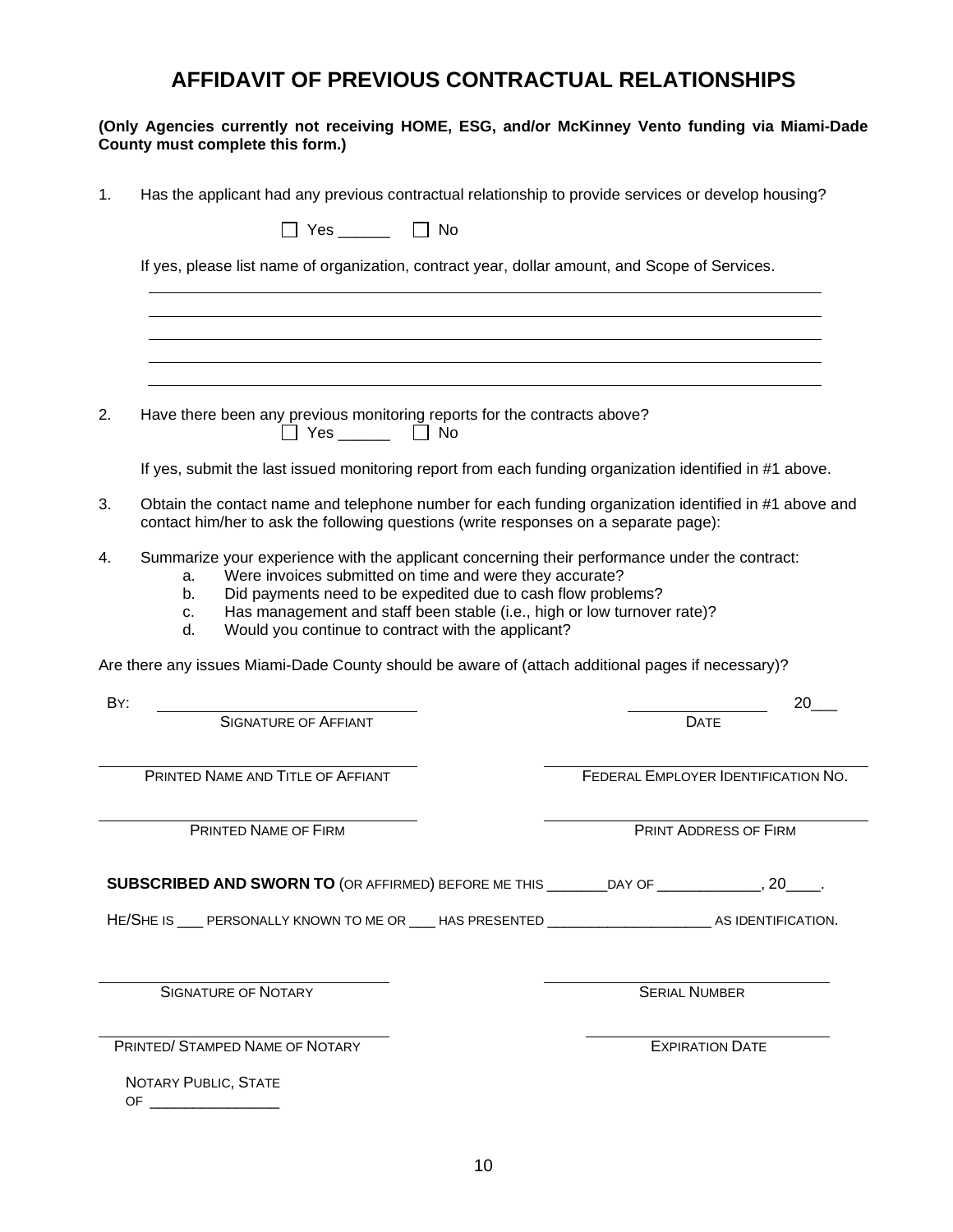# AFFIDAVIT OF PREVIOUS CONTRACTUAL RELATIONSHIPS

**(Only Agencies currently not receiving HOME, ESG, and/or McKinney Vento funding via Miami-Dade County must complete this form.)**

1. Has the applicant had any previous contractual relationship to provide services or develop housing?

   ☐ Yes ______ ☐ No

   If yes, please list name of organization, contract year, dollar amount, and Scope of Services.

   ______________________________________________________________________

   ______________________________________________________________________

   ______________________________________________________________________

   ______________________________________________________________________

   ______________________________________________________________________

2. Have there been any previous monitoring reports for the contracts above?

   ☐ Yes ______ ☐ No

   If yes, submit the last issued monitoring report from each funding organization identified in #1 above.

3. Obtain the contact name and telephone number for each funding organization identified in #1 above and contact him/her to ask the following questions (write responses on a separate page):

4. Summarize your experience with the applicant concerning their performance under the contract:
   a. Were invoices submitted on time and were they accurate?
   b. Did payments need to be expedited due to cash flow problems?
   c. Has management and staff been stable (i.e., high or low turnover rate)?
   d. Would you continue to contract with the applicant?

Are there any issues Miami-Dade County should be aware of (attach additional pages if necessary)?

BY: ______________________________ &nbsp;&nbsp;&nbsp;&nbsp; ________________ 20___
SIGNATURE OF AFFIANT &nbsp;&nbsp;&nbsp;&nbsp; DATE

______________________________ &nbsp;&nbsp;&nbsp;&nbsp; ______________________________
PRINTED NAME AND TITLE OF AFFIANT &nbsp;&nbsp;&nbsp;&nbsp; FEDERAL EMPLOYER IDENTIFICATION NO.

______________________________ &nbsp;&nbsp;&nbsp;&nbsp; ______________________________
PRINTED NAME OF FIRM &nbsp;&nbsp;&nbsp;&nbsp; PRINT ADDRESS OF FIRM

**SUBSCRIBED AND SWORN TO** (OR AFFIRMED) BEFORE ME THIS ________DAY OF _____________, 20____.

HE/SHE IS ___ PERSONALLY KNOWN TO ME OR ___ HAS PRESENTED _____________________ AS IDENTIFICATION.

______________________________ &nbsp;&nbsp;&nbsp;&nbsp; ______________________________
SIGNATURE OF NOTARY &nbsp;&nbsp;&nbsp;&nbsp; SERIAL NUMBER

______________________________ &nbsp;&nbsp;&nbsp;&nbsp; ______________________________
PRINTED/ STAMPED NAME OF NOTARY &nbsp;&nbsp;&nbsp;&nbsp; EXPIRATION DATE

NOTARY PUBLIC, STATE OF ________________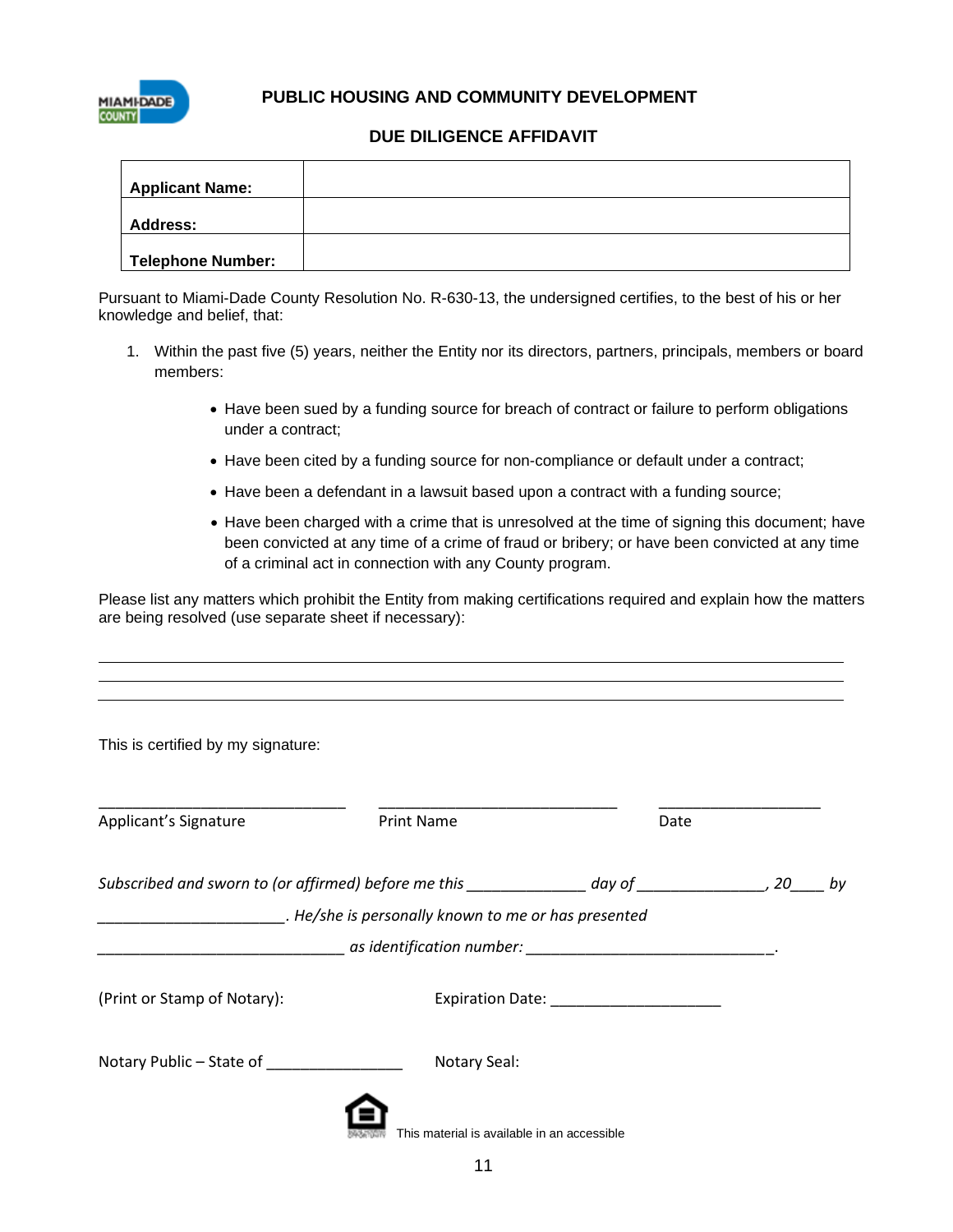**PUBLIC HOUSING AND COMMUNITY DEVELOPMENT**

**DUE DILIGENCE AFFIDAVIT**

| **Applicant Name:** | |
|---|---|
| **Address:** | |
| **Telephone Number:** | |

Pursuant to Miami-Dade County Resolution No. R-630-13, the undersigned certifies, to the best of his or her knowledge and belief, that:

1. Within the past five (5) years, neither the Entity nor its directors, partners, principals, members or board members:
   - Have been sued by a funding source for breach of contract or failure to perform obligations under a contract;
   - Have been cited by a funding source for non-compliance or default under a contract;
   - Have been a defendant in a lawsuit based upon a contract with a funding source;
   - Have been charged with a crime that is unresolved at the time of signing this document; have been convicted at any time of a crime of fraud or bribery; or have been convicted at any time of a criminal act in connection with any County program.

Please list any matters which prohibit the Entity from making certifications required and explain how the matters are being resolved (use separate sheet if necessary):

______________________________________________________________________________

______________________________________________________________________________

______________________________________________________________________________

This is certified by my signature:

______________________________ ______________________________ ____________________

Applicant's Signature Print Name Date

*Subscribed and sworn to (or affirmed) before me this ______________ day of _______________, 20____ by ______________________. He/she is personally known to me or has presented ______________________________ as identification number: _____________________________.*

(Print or Stamp of Notary): Expiration Date: ____________________

Notary Public – State of ________________ Notary Seal:

This material is available in an accessible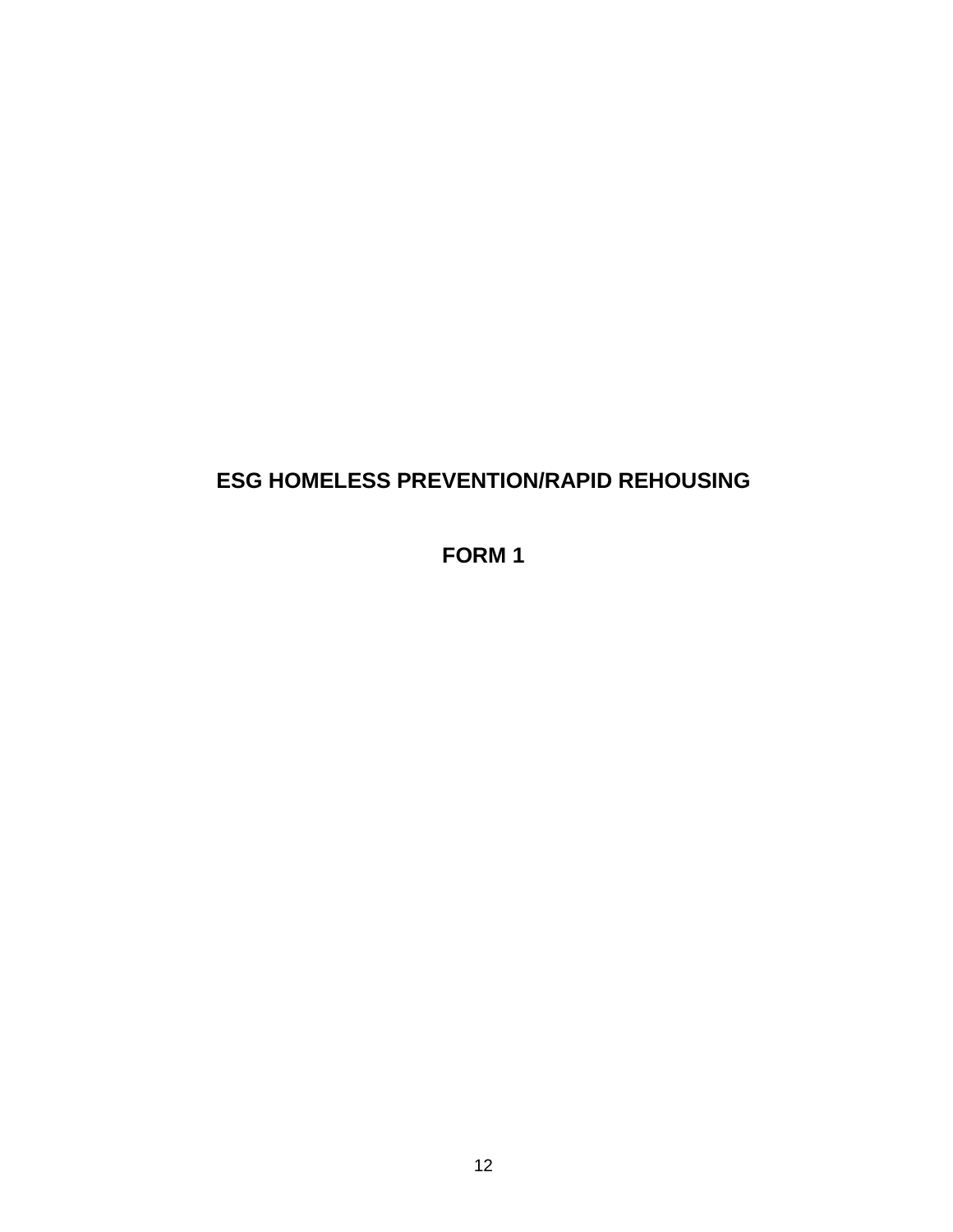# ESG HOMELESS PREVENTION/RAPID REHOUSING

# FORM 1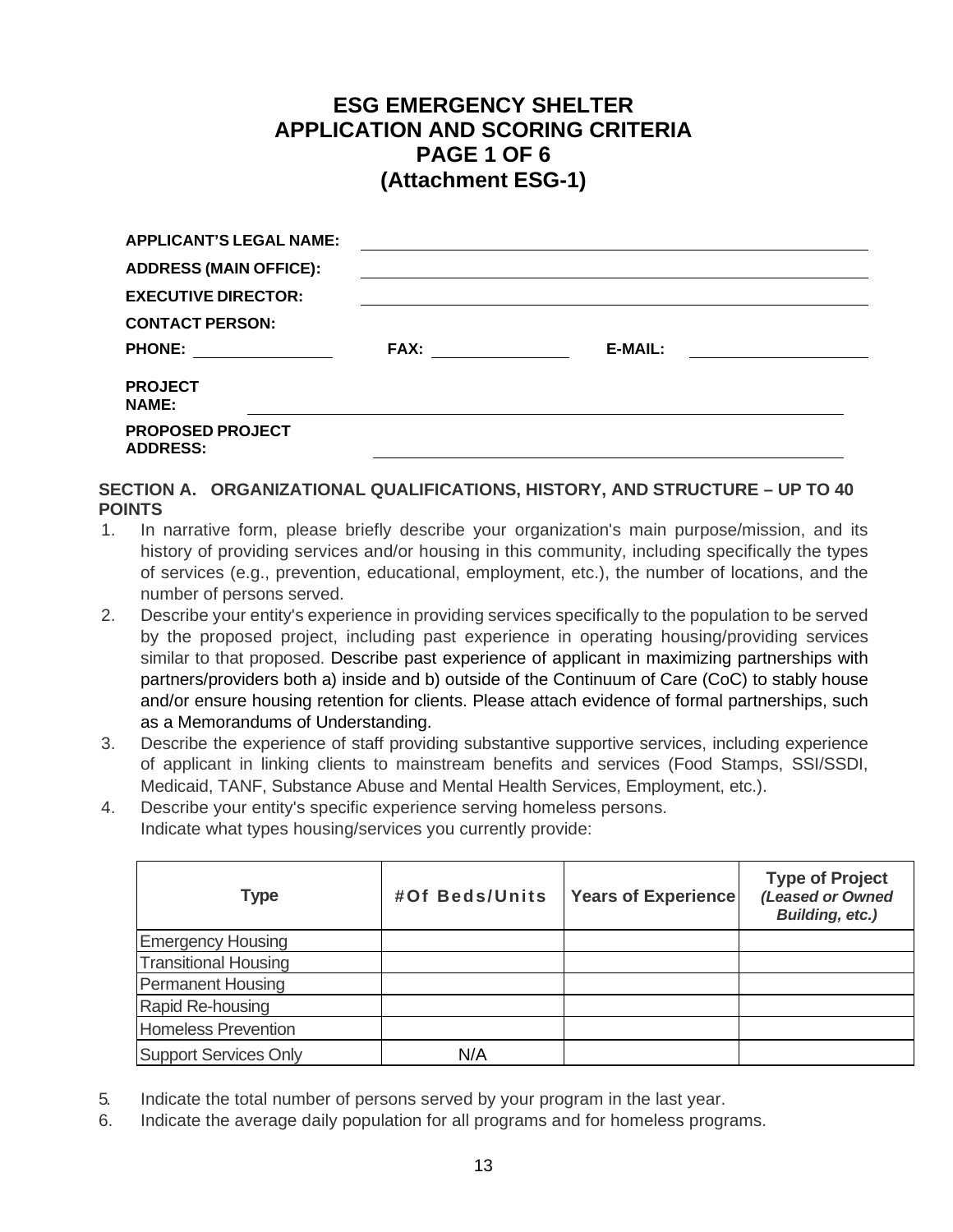# ESG EMERGENCY SHELTER
# APPLICATION AND SCORING CRITERIA
# PAGE 1 OF 6
# (Attachment ESG-1)

**APPLICANT'S LEGAL NAME:** ______________________________

**ADDRESS (MAIN OFFICE):** ______________________________

**EXECUTIVE DIRECTOR:** ______________________________

**CONTACT PERSON:**

**PHONE:** ______________ **FAX:** ______________ **E-MAIL:** ______________

**PROJECT NAME:** ______________________________

**PROPOSED PROJECT ADDRESS:** ______________________________

### SECTION A. ORGANIZATIONAL QUALIFICATIONS, HISTORY, AND STRUCTURE – UP TO 40 POINTS

1. In narrative form, please briefly describe your organization's main purpose/mission, and its history of providing services and/or housing in this community, including specifically the types of services (e.g., prevention, educational, employment, etc.), the number of locations, and the number of persons served.
2. Describe your entity's experience in providing services specifically to the population to be served by the proposed project, including past experience in operating housing/providing services similar to that proposed. Describe past experience of applicant in maximizing partnerships with partners/providers both a) inside and b) outside of the Continuum of Care (CoC) to stably house and/or ensure housing retention for clients. Please attach evidence of formal partnerships, such as a Memorandums of Understanding.
3. Describe the experience of staff providing substantive supportive services, including experience of applicant in linking clients to mainstream benefits and services (Food Stamps, SSI/SSDI, Medicaid, TANF, Substance Abuse and Mental Health Services, Employment, etc.).
4. Describe your entity's specific experience serving homeless persons.
   Indicate what types housing/services you currently provide:

| Type | #Of Beds/Units | Years of Experience | Type of Project *(Leased or Owned Building, etc.)* |
|---|---|---|---|
| Emergency Housing | | | |
| Transitional Housing | | | |
| Permanent Housing | | | |
| Rapid Re-housing | | | |
| Homeless Prevention | | | |
| Support Services Only | N/A | | |

5. Indicate the total number of persons served by your program in the last year.
6. Indicate the average daily population for all programs and for homeless programs.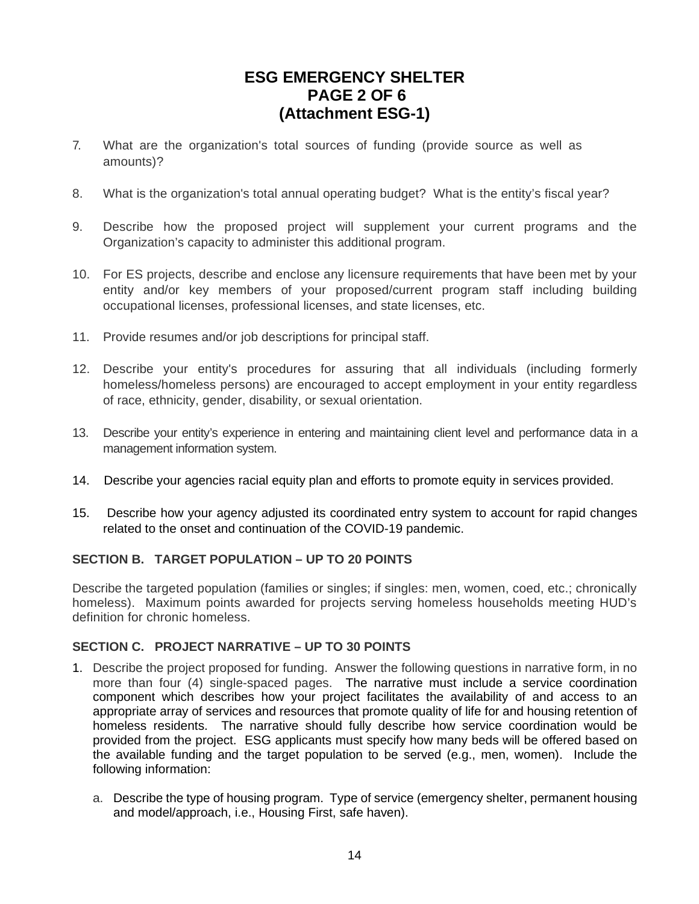# ESG EMERGENCY SHELTER
# PAGE 2 OF 6
# (Attachment ESG-1)

7. What are the organization's total sources of funding (provide source as well as amounts)?

8. What is the organization's total annual operating budget? What is the entity's fiscal year?

9. Describe how the proposed project will supplement your current programs and the Organization's capacity to administer this additional program.

10. For ES projects, describe and enclose any licensure requirements that have been met by your entity and/or key members of your proposed/current program staff including building occupational licenses, professional licenses, and state licenses, etc.

11. Provide resumes and/or job descriptions for principal staff.

12. Describe your entity's procedures for assuring that all individuals (including formerly homeless/homeless persons) are encouraged to accept employment in your entity regardless of race, ethnicity, gender, disability, or sexual orientation.

13. Describe your entity's experience in entering and maintaining client level and performance data in a management information system.

14. Describe your agencies racial equity plan and efforts to promote equity in services provided.

15. Describe how your agency adjusted its coordinated entry system to account for rapid changes related to the onset and continuation of the COVID-19 pandemic.

### SECTION B. TARGET POPULATION – UP TO 20 POINTS

Describe the targeted population (families or singles; if singles: men, women, coed, etc.; chronically homeless). Maximum points awarded for projects serving homeless households meeting HUD's definition for chronic homeless.

### SECTION C. PROJECT NARRATIVE – UP TO 30 POINTS

1. Describe the project proposed for funding. Answer the following questions in narrative form, in no more than four (4) single-spaced pages. The narrative must include a service coordination component which describes how your project facilitates the availability of and access to an appropriate array of services and resources that promote quality of life for and housing retention of homeless residents. The narrative should fully describe how service coordination would be provided from the project. ESG applicants must specify how many beds will be offered based on the available funding and the target population to be served (e.g., men, women). Include the following information:

   a. Describe the type of housing program. Type of service (emergency shelter, permanent housing and model/approach, i.e., Housing First, safe haven).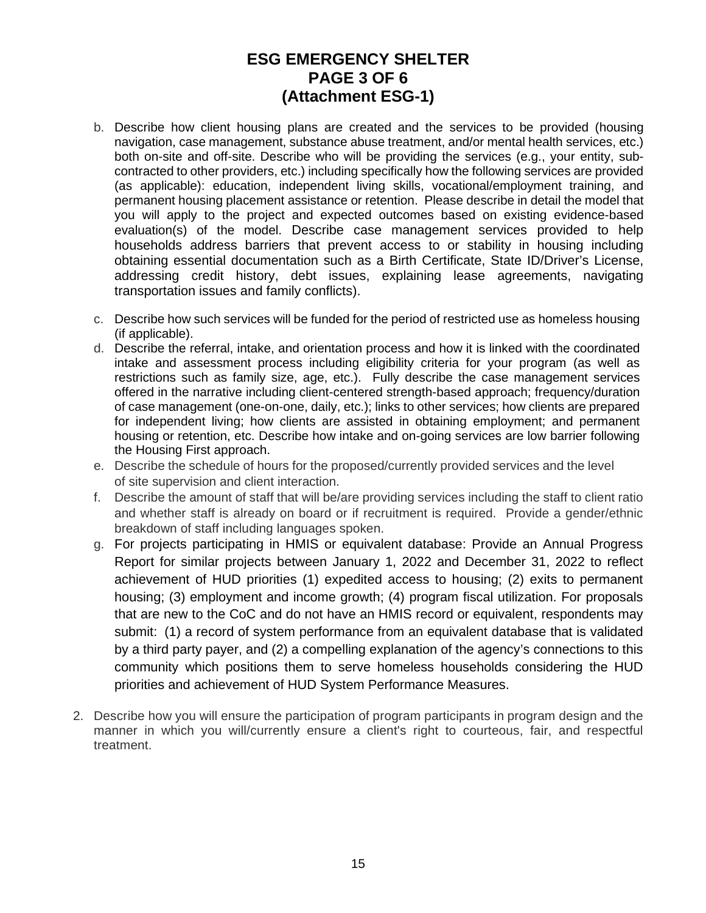# ESG EMERGENCY SHELTER
# PAGE 3 OF 6
# (Attachment ESG-1)

b. Describe how client housing plans are created and the services to be provided (housing navigation, case management, substance abuse treatment, and/or mental health services, etc.) both on-site and off-site. Describe who will be providing the services (e.g., your entity, sub-contracted to other providers, etc.) including specifically how the following services are provided (as applicable): education, independent living skills, vocational/employment training, and permanent housing placement assistance or retention. Please describe in detail the model that you will apply to the project and expected outcomes based on existing evidence-based evaluation(s) of the model. Describe case management services provided to help households address barriers that prevent access to or stability in housing including obtaining essential documentation such as a Birth Certificate, State ID/Driver's License, addressing credit history, debt issues, explaining lease agreements, navigating transportation issues and family conflicts).

c. Describe how such services will be funded for the period of restricted use as homeless housing (if applicable).

d. Describe the referral, intake, and orientation process and how it is linked with the coordinated intake and assessment process including eligibility criteria for your program (as well as restrictions such as family size, age, etc.). Fully describe the case management services offered in the narrative including client-centered strength-based approach; frequency/duration of case management (one-on-one, daily, etc.); links to other services; how clients are prepared for independent living; how clients are assisted in obtaining employment; and permanent housing or retention, etc. Describe how intake and on-going services are low barrier following the Housing First approach.

e. Describe the schedule of hours for the proposed/currently provided services and the level of site supervision and client interaction.

f. Describe the amount of staff that will be/are providing services including the staff to client ratio and whether staff is already on board or if recruitment is required. Provide a gender/ethnic breakdown of staff including languages spoken.

g. For projects participating in HMIS or equivalent database: Provide an Annual Progress Report for similar projects between January 1, 2022 and December 31, 2022 to reflect achievement of HUD priorities (1) expedited access to housing; (2) exits to permanent housing; (3) employment and income growth; (4) program fiscal utilization. For proposals that are new to the CoC and do not have an HMIS record or equivalent, respondents may submit: (1) a record of system performance from an equivalent database that is validated by a third party payer, and (2) a compelling explanation of the agency's connections to this community which positions them to serve homeless households considering the HUD priorities and achievement of HUD System Performance Measures.

2. Describe how you will ensure the participation of program participants in program design and the manner in which you will/currently ensure a client's right to courteous, fair, and respectful treatment.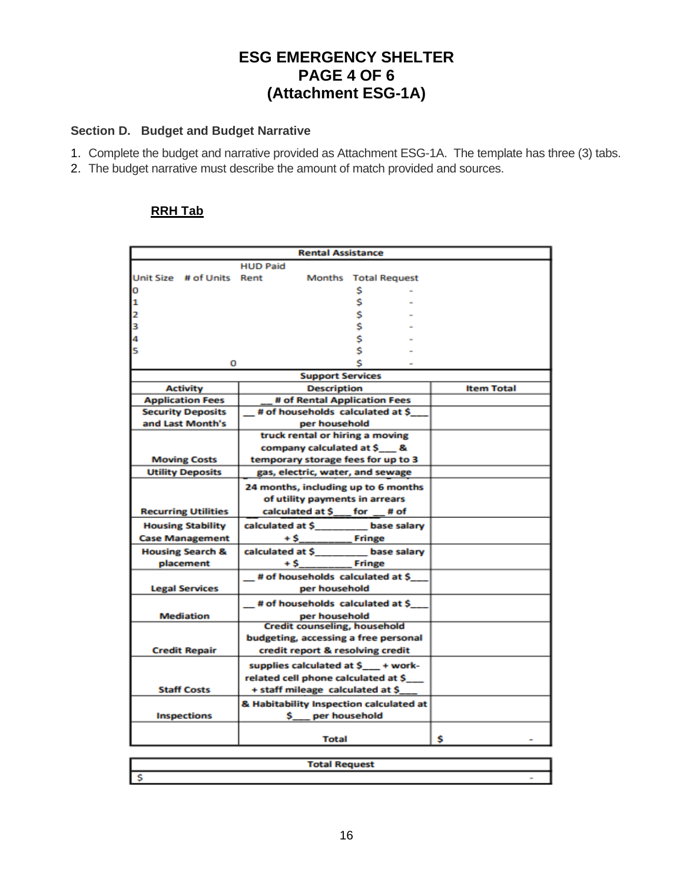# ESG EMERGENCY SHELTER
# PAGE 4 OF 6
# (Attachment ESG-1A)

**Section D. Budget and Budget Narrative**

1. Complete the budget and narrative provided as Attachment ESG-1A. The template has three (3) tabs.
2. The budget narrative must describe the amount of match provided and sources.

**RRH Tab**

| Rental Assistance | | | | |
|---|---|---|---|---|
| Unit Size | # of Units | HUD Paid Rent | Months | Total Request |
| 0 | | | | $ - |
| 1 | | | | $ - |
| 2 | | | | $ - |
| 3 | | | | $ - |
| 4 | | | | $ - |
| 5 | | | | $ - |
| | 0 | | | $ - |

| Support Services | | |
|---|---|---|
| **Activity** | **Description** | **Item Total** |
| **Application Fees** | __ # of Rental Application Fees | |
| **Security Deposits and Last Month's** | __ # of households calculated at $___ per household | |
| **Moving Costs** | truck rental or hiring a moving company calculated at $___ & temporary storage fees for up to 3 | |
| **Utility Deposits** | gas, electric, water, and sewage | |
| **Recurring Utilities** | 24 months, including up to 6 months of utility payments in arrears calculated at $___ for __ # of | |
| **Housing Stability Case Management** | calculated at $_________ base salary + $_________ Fringe | |
| **Housing Search & placement** | calculated at $_________ base salary + $_________ Fringe | |
| **Legal Services** | __ # of households calculated at $___ per household | |
| **Mediation** | __ # of households calculated at $___ per household | |
| **Credit Repair** | Credit counseling, household budgeting, accessing a free personal credit report & resolving credit | |
| **Staff Costs** | supplies calculated at $___ + work-related cell phone calculated at $___ + staff mileage calculated at $___ | |
| **Inspections** | & Habitability Inspection calculated at $___ per household | |
| | **Total** | $ - |

| Total Request |
|---|
| $ - |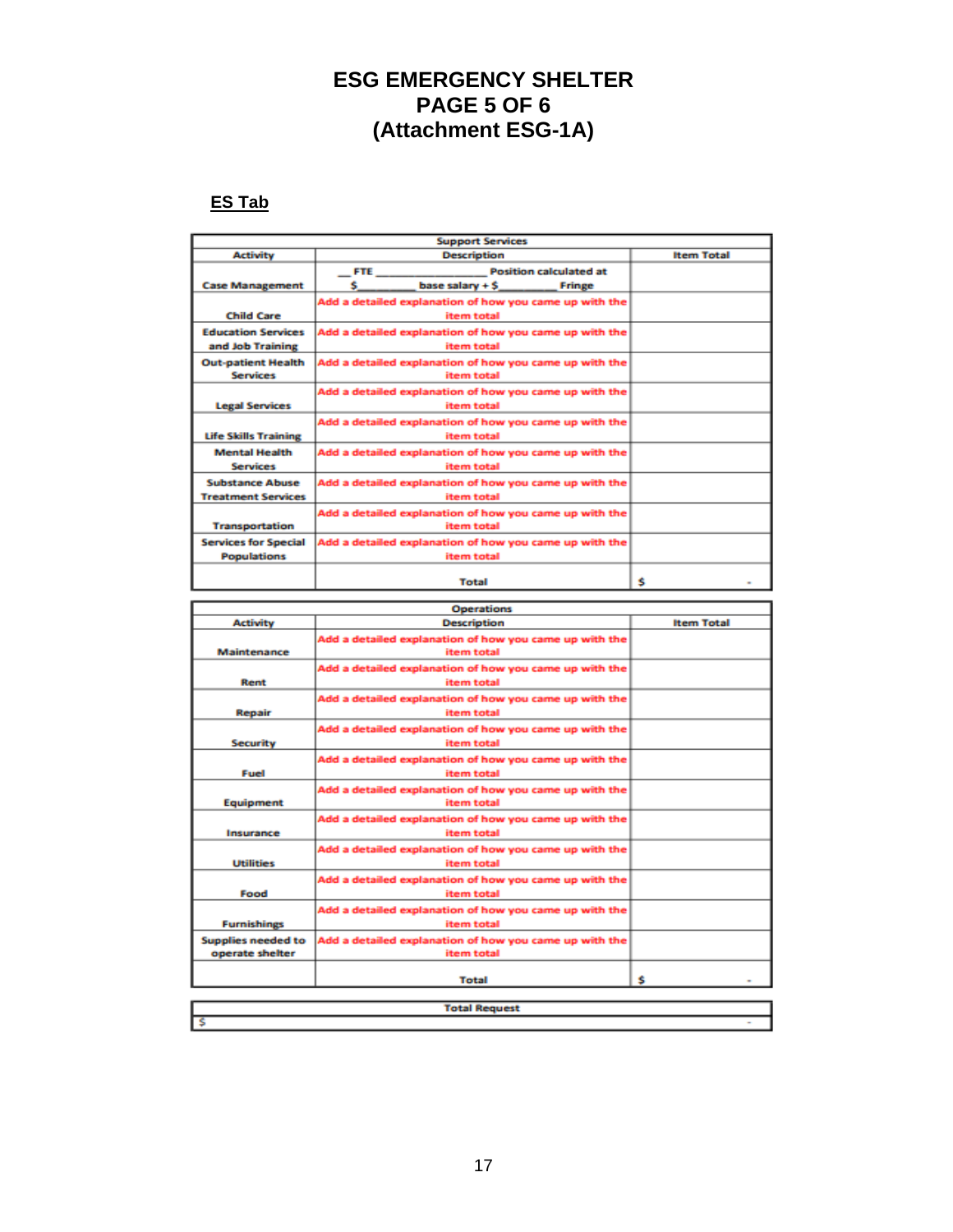# ESG EMERGENCY SHELTER
# PAGE 5 OF 6
# (Attachment ESG-1A)

**ES Tab**

| Support Services | | |
|---|---|---|
| **Activity** | **Description** | **Item Total** |
| Case Management | __ FTE ______________ Position calculated at $_______ base salary + $_________ Fringe | |
| Child Care | Add a detailed explanation of how you came up with the item total | |
| Education Services and Job Training | Add a detailed explanation of how you came up with the item total | |
| Out-patient Health Services | Add a detailed explanation of how you came up with the item total | |
| Legal Services | Add a detailed explanation of how you came up with the item total | |
| Life Skills Training | Add a detailed explanation of how you came up with the item total | |
| Mental Health Services | Add a detailed explanation of how you came up with the item total | |
| Substance Abuse Treatment Services | Add a detailed explanation of how you came up with the item total | |
| Transportation | Add a detailed explanation of how you came up with the item total | |
| Services for Special Populations | Add a detailed explanation of how you came up with the item total | |
| | Total | $ - |

| Operations | | |
|---|---|---|
| **Activity** | **Description** | **Item Total** |
| Maintenance | Add a detailed explanation of how you came up with the item total | |
| Rent | Add a detailed explanation of how you came up with the item total | |
| Repair | Add a detailed explanation of how you came up with the item total | |
| Security | Add a detailed explanation of how you came up with the item total | |
| Fuel | Add a detailed explanation of how you came up with the item total | |
| Equipment | Add a detailed explanation of how you came up with the item total | |
| Insurance | Add a detailed explanation of how you came up with the item total | |
| Utilities | Add a detailed explanation of how you came up with the item total | |
| Food | Add a detailed explanation of how you came up with the item total | |
| Furnishings | Add a detailed explanation of how you came up with the item total | |
| Supplies needed to operate shelter | Add a detailed explanation of how you came up with the item total | |
| | Total | $ - |

| Total Request |
|---|
| $ - |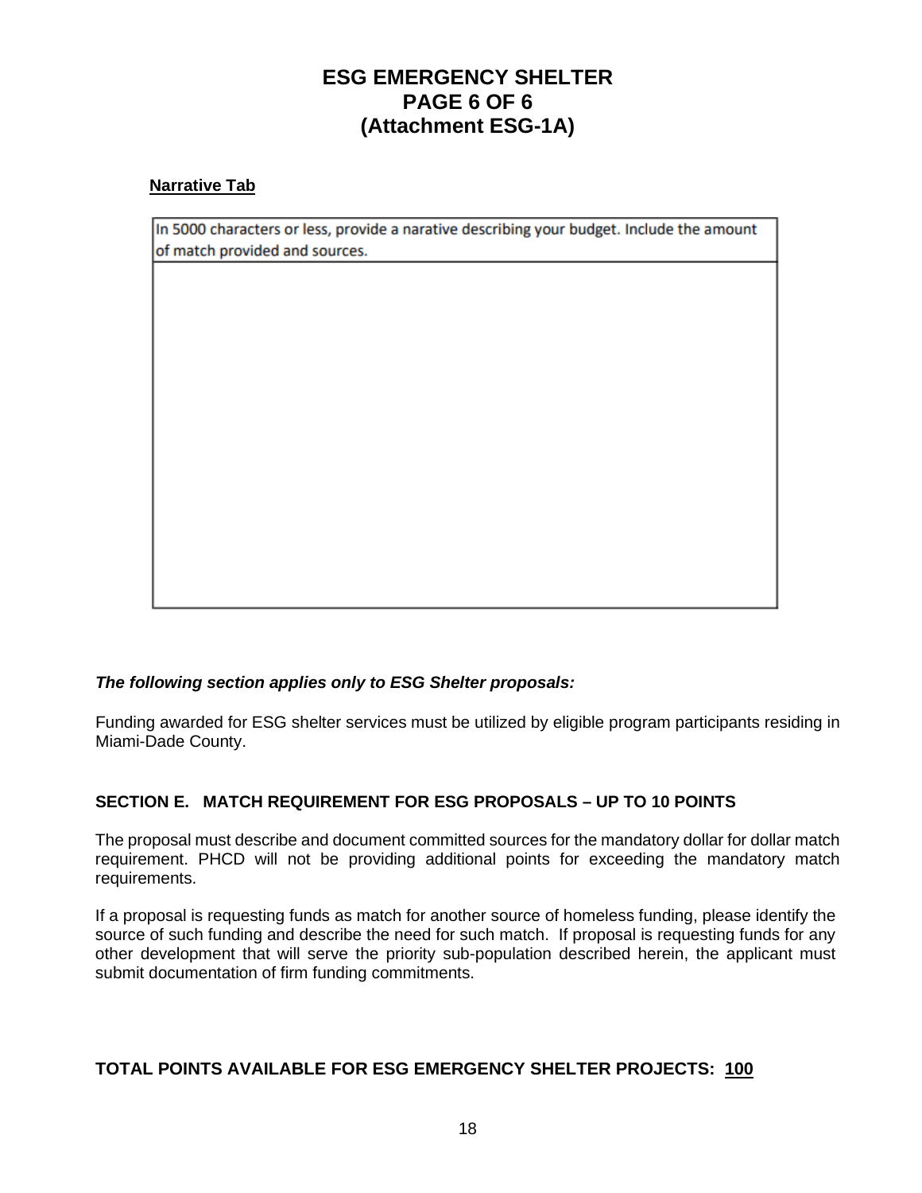# ESG EMERGENCY SHELTER
# PAGE 6 OF 6
# (Attachment ESG-1A)

**Narrative Tab**

| In 5000 characters or less, provide a narative describing your budget. Include the amount of match provided and sources. |
|---|
| |

***The following section applies only to ESG Shelter proposals:***

Funding awarded for ESG shelter services must be utilized by eligible program participants residing in Miami-Dade County.

## SECTION E. MATCH REQUIREMENT FOR ESG PROPOSALS – UP TO 10 POINTS

The proposal must describe and document committed sources for the mandatory dollar for dollar match requirement. PHCD will not be providing additional points for exceeding the mandatory match requirements.

If a proposal is requesting funds as match for another source of homeless funding, please identify the source of such funding and describe the need for such match. If proposal is requesting funds for any other development that will serve the priority sub-population described herein, the applicant must submit documentation of firm funding commitments.

## TOTAL POINTS AVAILABLE FOR ESG EMERGENCY SHELTER PROJECTS: 100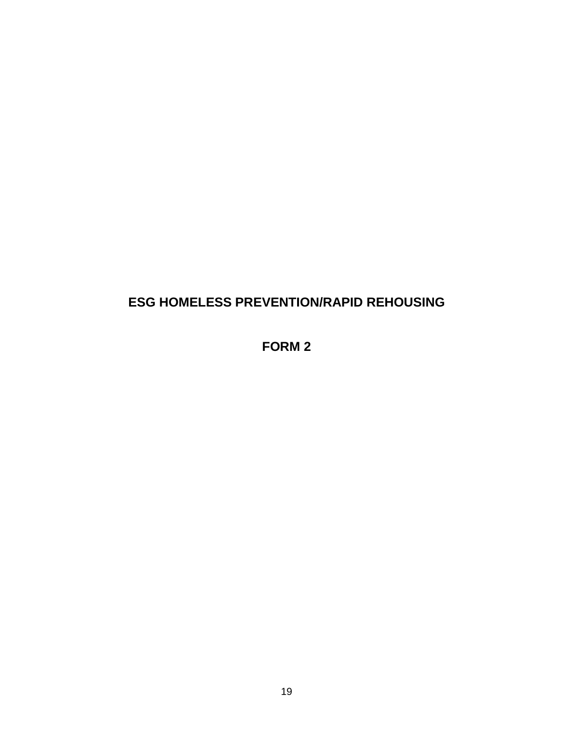# ESG HOMELESS PREVENTION/RAPID REHOUSING

# FORM 2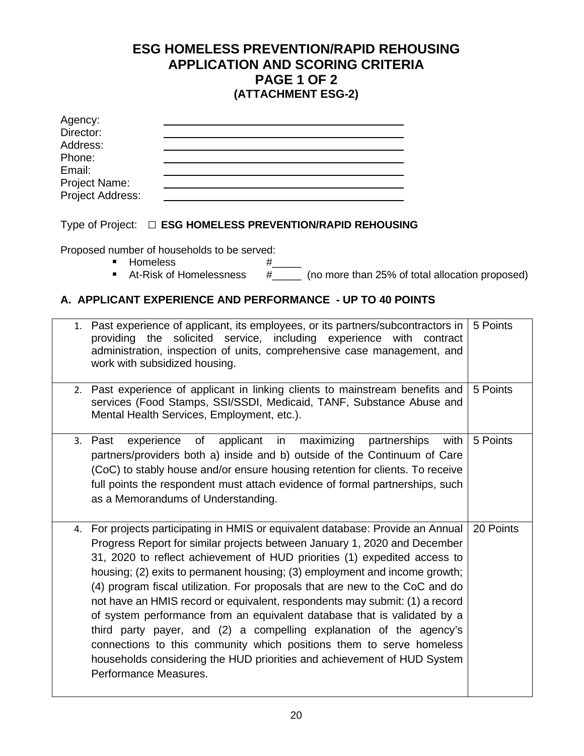# ESG HOMELESS PREVENTION/RAPID REHOUSING APPLICATION AND SCORING CRITERIA PAGE 1 OF 2 (ATTACHMENT ESG-2)

Agency: ______________________________
Director: ______________________________
Address: ______________________________
Phone: ______________________________
Email: ______________________________
Project Name: ______________________________
Project Address: ______________________________

Type of Project: ☐ **ESG HOMELESS PREVENTION/RAPID REHOUSING**

Proposed number of households to be served:

- Homeless #_____
- At-Risk of Homelessness #_____ (no more than 25% of total allocation proposed)

### A. APPLICANT EXPERIENCE AND PERFORMANCE - UP TO 40 POINTS

| | |
|---|---|
| 1. Past experience of applicant, its employees, or its partners/subcontractors in providing the solicited service, including experience with contract administration, inspection of units, comprehensive case management, and work with subsidized housing. | 5 Points |
| 2. Past experience of applicant in linking clients to mainstream benefits and services (Food Stamps, SSI/SSDI, Medicaid, TANF, Substance Abuse and Mental Health Services, Employment, etc.). | 5 Points |
| 3. Past experience of applicant in maximizing partnerships with partners/providers both a) inside and b) outside of the Continuum of Care (CoC) to stably house and/or ensure housing retention for clients. To receive full points the respondent must attach evidence of formal partnerships, such as a Memorandums of Understanding. | 5 Points |
| 4. For projects participating in HMIS or equivalent database: Provide an Annual Progress Report for similar projects between January 1, 2020 and December 31, 2020 to reflect achievement of HUD priorities (1) expedited access to housing; (2) exits to permanent housing; (3) employment and income growth; (4) program fiscal utilization. For proposals that are new to the CoC and do not have an HMIS record or equivalent, respondents may submit: (1) a record of system performance from an equivalent database that is validated by a third party payer, and (2) a compelling explanation of the agency's connections to this community which positions them to serve homeless households considering the HUD priorities and achievement of HUD System Performance Measures. | 20 Points |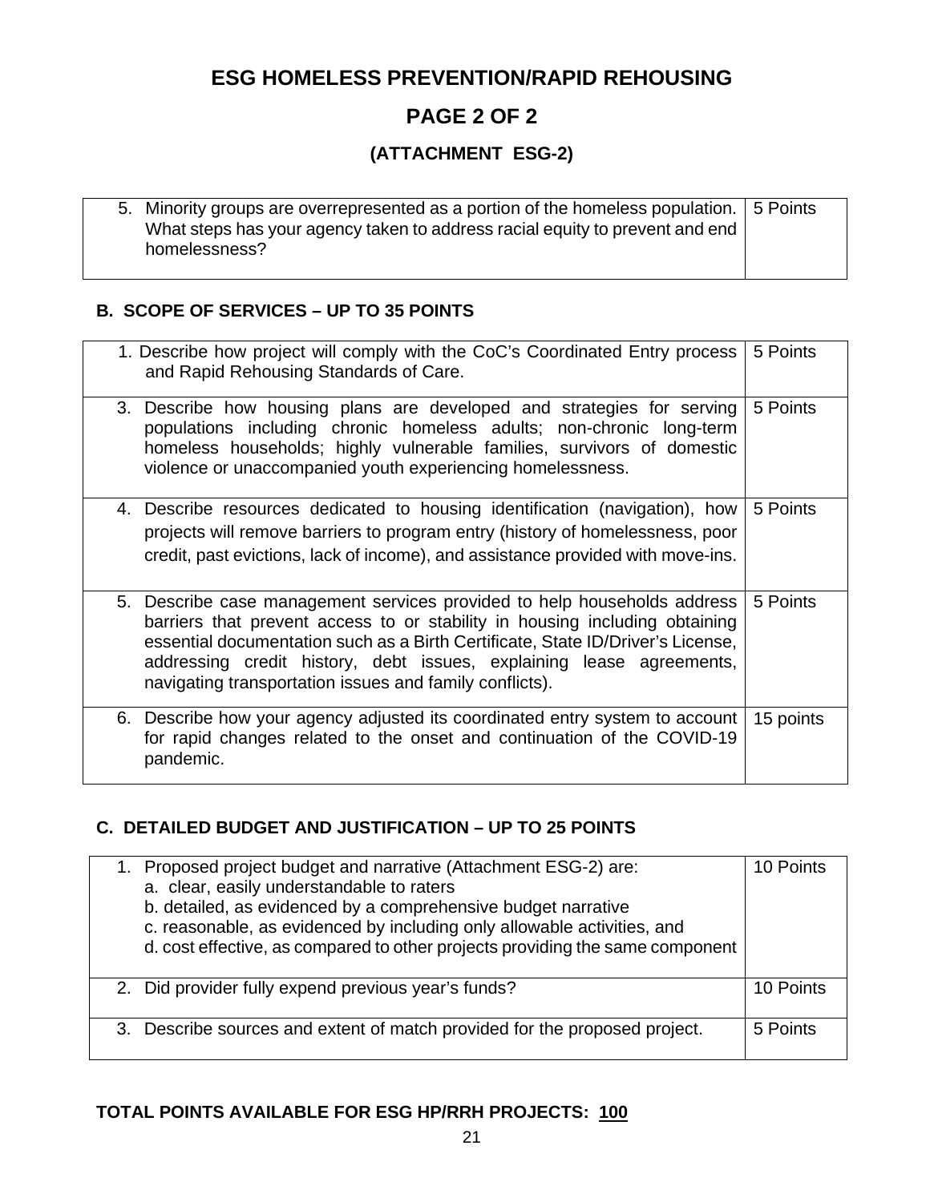# ESG HOMELESS PREVENTION/RAPID REHOUSING

## PAGE 2 OF 2

### (ATTACHMENT ESG-2)

| | |
|---|---|
| 5. Minority groups are overrepresented as a portion of the homeless population. What steps has your agency taken to address racial equity to prevent and end homelessness? | 5 Points |

### B. SCOPE OF SERVICES – UP TO 35 POINTS

| | |
|---|---|
| 1. Describe how project will comply with the CoC's Coordinated Entry process and Rapid Rehousing Standards of Care. | 5 Points |
| 3. Describe how housing plans are developed and strategies for serving populations including chronic homeless adults; non-chronic long-term homeless households; highly vulnerable families, survivors of domestic violence or unaccompanied youth experiencing homelessness. | 5 Points |
| 4. Describe resources dedicated to housing identification (navigation), how projects will remove barriers to program entry (history of homelessness, poor credit, past evictions, lack of income), and assistance provided with move-ins. | 5 Points |
| 5. Describe case management services provided to help households address barriers that prevent access to or stability in housing including obtaining essential documentation such as a Birth Certificate, State ID/Driver's License, addressing credit history, debt issues, explaining lease agreements, navigating transportation issues and family conflicts). | 5 Points |
| 6. Describe how your agency adjusted its coordinated entry system to account for rapid changes related to the onset and continuation of the COVID-19 pandemic. | 15 points |

### C. DETAILED BUDGET AND JUSTIFICATION – UP TO 25 POINTS

| | |
|---|---|
| 1. Proposed project budget and narrative (Attachment ESG-2) are:<br>a. clear, easily understandable to raters<br>b. detailed, as evidenced by a comprehensive budget narrative<br>c. reasonable, as evidenced by including only allowable activities, and<br>d. cost effective, as compared to other projects providing the same component | 10 Points |
| 2. Did provider fully expend previous year's funds? | 10 Points |
| 3. Describe sources and extent of match provided for the proposed project. | 5 Points |

**TOTAL POINTS AVAILABLE FOR ESG HP/RRH PROJECTS: 100**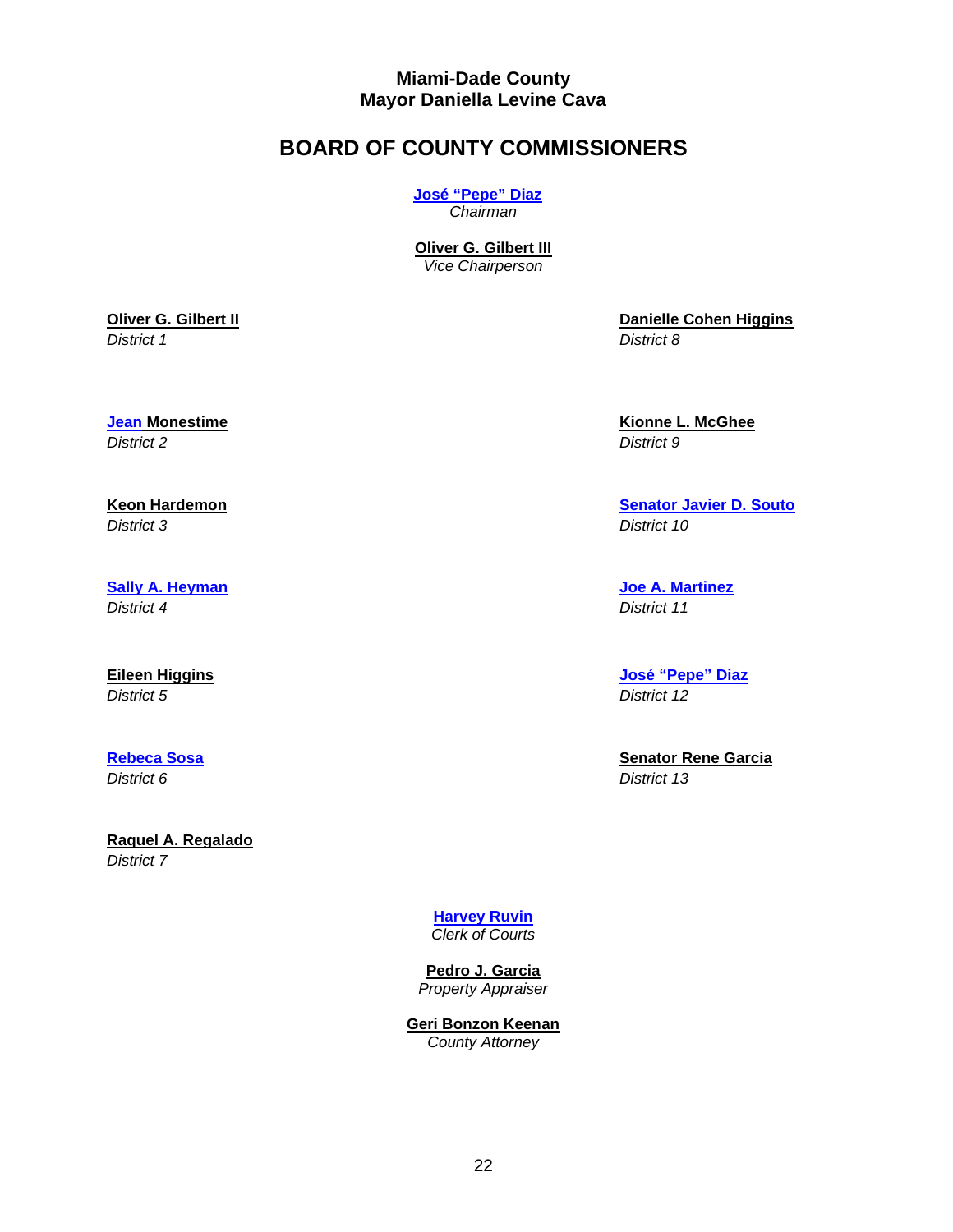**Miami-Dade County**
**Mayor Daniella Levine Cava**

## BOARD OF COUNTY COMMISSIONERS

**José "Pepe" Diaz**
*Chairman*

**Oliver G. Gilbert III**
*Vice Chairperson*

**Oliver G. Gilbert II**
*District 1*

**Jean Monestime**
*District 2*

**Keon Hardemon**
*District 3*

**Sally A. Heyman**
*District 4*

**Eileen Higgins**
*District 5*

**Rebeca Sosa**
*District 6*

**Raquel A. Regalado**
*District 7*

**Danielle Cohen Higgins**
*District 8*

**Kionne L. McGhee**
*District 9*

**Senator Javier D. Souto**
*District 10*

**Joe A. Martinez**
*District 11*

**José "Pepe" Diaz**
*District 12*

**Senator Rene Garcia**
*District 13*

**Harvey Ruvin**
*Clerk of Courts*

**Pedro J. Garcia**
*Property Appraiser*

**Geri Bonzon Keenan**
*County Attorney*